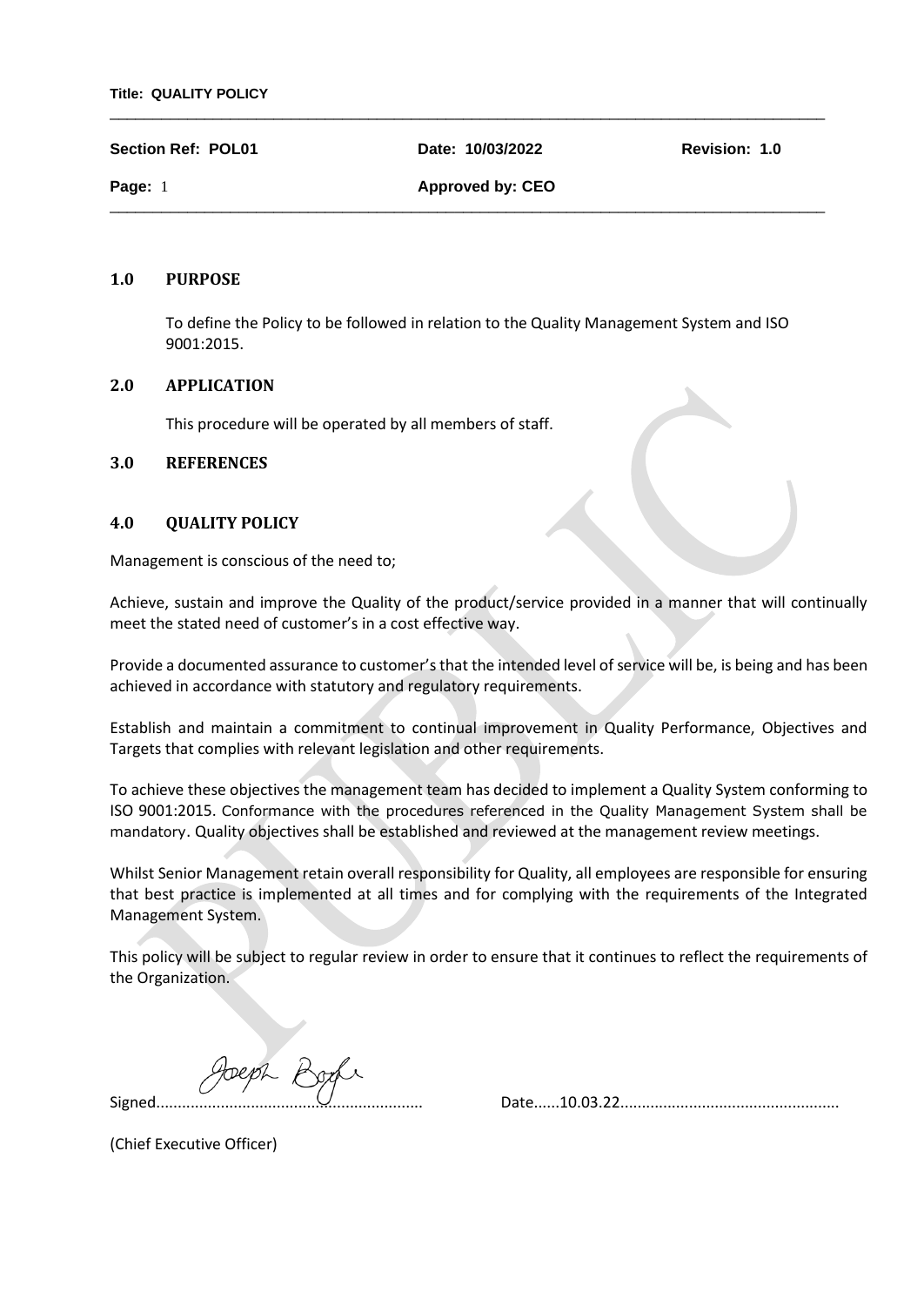**Title: QUALITY POLICY**

| **Section Ref: POL01** | **Date: 10/03/2022** | **Revision: 1.0** |
| --- | --- | --- |
| **Page:** 1 | **Approved by: CEO** | |

## 1.0 PURPOSE

To define the Policy to be followed in relation to the Quality Management System and ISO 9001:2015.

## 2.0 APPLICATION

This procedure will be operated by all members of staff.

## 3.0 REFERENCES

## 4.0 QUALITY POLICY

Management is conscious of the need to;

Achieve, sustain and improve the Quality of the product/service provided in a manner that will continually meet the stated need of customer's in a cost effective way.

Provide a documented assurance to customer's that the intended level of service will be, is being and has been achieved in accordance with statutory and regulatory requirements.

Establish and maintain a commitment to continual improvement in Quality Performance, Objectives and Targets that complies with relevant legislation and other requirements.

To achieve these objectives the management team has decided to implement a Quality System conforming to ISO 9001:2015. Conformance with the procedures referenced in the Quality Management System shall be mandatory. Quality objectives shall be established and reviewed at the management review meetings.

Whilst Senior Management retain overall responsibility for Quality, all employees are responsible for ensuring that best practice is implemented at all times and for complying with the requirements of the Integrated Management System.

This policy will be subject to regular review in order to ensure that it continues to reflect the requirements of the Organization.

Signed............................................................ Date......10.03.22..................................................

(Chief Executive Officer)